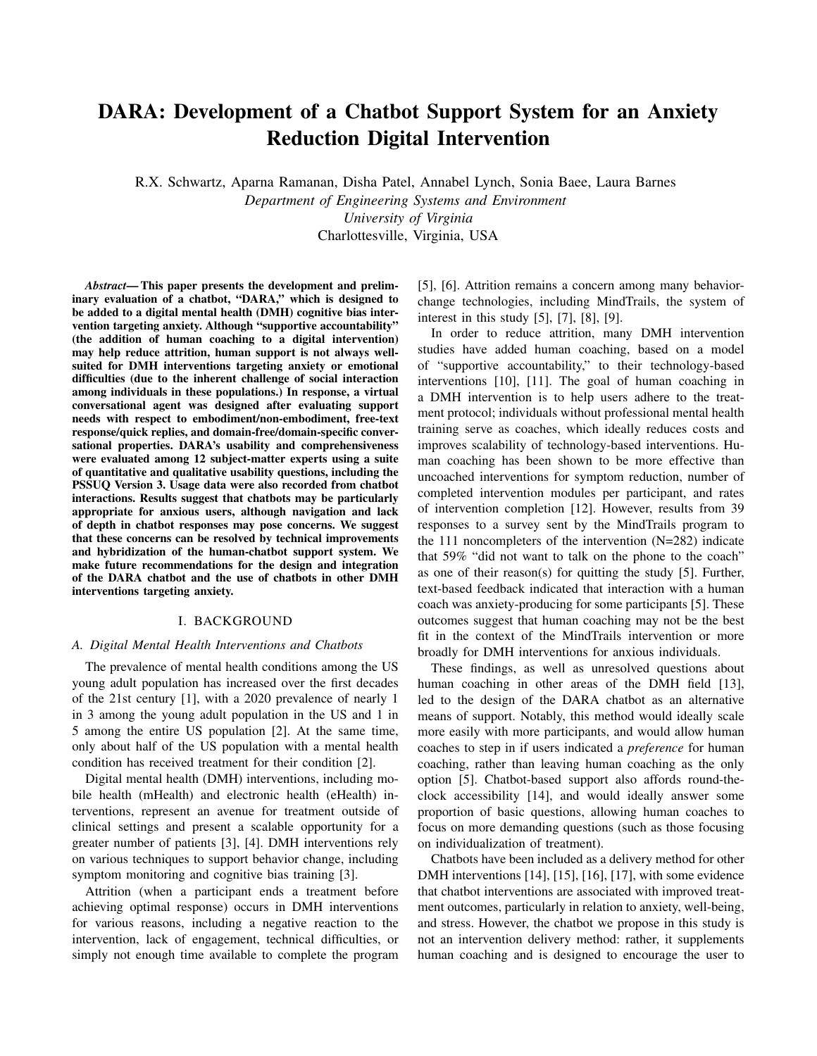# DARA: Development of a Chatbot Support System for an Anxiety Reduction Digital Intervention

R.X. Schwartz, Aparna Ramanan, Disha Patel, Annabel Lynch, Sonia Baee, Laura Barnes
*Department of Engineering Systems and Environment*
*University of Virginia*
Charlottesville, Virginia, USA

***Abstract*— This paper presents the development and preliminary evaluation of a chatbot, "DARA," which is designed to be added to a digital mental health (DMH) cognitive bias intervention targeting anxiety. Although "supportive accountability" (the addition of human coaching to a digital intervention) may help reduce attrition, human support is not always well-suited for DMH interventions targeting anxiety or emotional difficulties (due to the inherent challenge of social interaction among individuals in these populations.) In response, a virtual conversational agent was designed after evaluating support needs with respect to embodiment/non-embodiment, free-text response/quick replies, and domain-free/domain-specific conversational properties. DARA's usability and comprehensiveness were evaluated among 12 subject-matter experts using a suite of quantitative and qualitative usability questions, including the PSSUQ Version 3. Usage data were also recorded from chatbot interactions. Results suggest that chatbots may be particularly appropriate for anxious users, although navigation and lack of depth in chatbot responses may pose concerns. We suggest that these concerns can be resolved by technical improvements and hybridization of the human-chatbot support system. We make future recommendations for the design and integration of the DARA chatbot and the use of chatbots in other DMH interventions targeting anxiety.**

## I. BACKGROUND

### A. Digital Mental Health Interventions and Chatbots

The prevalence of mental health conditions among the US young adult population has increased over the first decades of the 21st century [1], with a 2020 prevalence of nearly 1 in 3 among the young adult population in the US and 1 in 5 among the entire US population [2]. At the same time, only about half of the US population with a mental health condition has received treatment for their condition [2].

Digital mental health (DMH) interventions, including mobile health (mHealth) and electronic health (eHealth) interventions, represent an avenue for treatment outside of clinical settings and present a scalable opportunity for a greater number of patients [3], [4]. DMH interventions rely on various techniques to support behavior change, including symptom monitoring and cognitive bias training [3].

Attrition (when a participant ends a treatment before achieving optimal response) occurs in DMH interventions for various reasons, including a negative reaction to the intervention, lack of engagement, technical difficulties, or simply not enough time available to complete the program [5], [6]. Attrition remains a concern among many behavior-change technologies, including MindTrails, the system of interest in this study [5], [7], [8], [9].

In order to reduce attrition, many DMH intervention studies have added human coaching, based on a model of "supportive accountability," to their technology-based interventions [10], [11]. The goal of human coaching in a DMH intervention is to help users adhere to the treatment protocol; individuals without professional mental health training serve as coaches, which ideally reduces costs and improves scalability of technology-based interventions. Human coaching has been shown to be more effective than uncoached interventions for symptom reduction, number of completed intervention modules per participant, and rates of intervention completion [12]. However, results from 39 responses to a survey sent by the MindTrails program to the 111 noncompleters of the intervention (N=282) indicate that 59% "did not want to talk on the phone to the coach" as one of their reason(s) for quitting the study [5]. Further, text-based feedback indicated that interaction with a human coach was anxiety-producing for some participants [5]. These outcomes suggest that human coaching may not be the best fit in the context of the MindTrails intervention or more broadly for DMH interventions for anxious individuals.

These findings, as well as unresolved questions about human coaching in other areas of the DMH field [13], led to the design of the DARA chatbot as an alternative means of support. Notably, this method would ideally scale more easily with more participants, and would allow human coaches to step in if users indicated a *preference* for human coaching, rather than leaving human coaching as the only option [5]. Chatbot-based support also affords round-the-clock accessibility [14], and would ideally answer some proportion of basic questions, allowing human coaches to focus on more demanding questions (such as those focusing on individualization of treatment).

Chatbots have been included as a delivery method for other DMH interventions [14], [15], [16], [17], with some evidence that chatbot interventions are associated with improved treatment outcomes, particularly in relation to anxiety, well-being, and stress. However, the chatbot we propose in this study is not an intervention delivery method: rather, it supplements human coaching and is designed to encourage the user to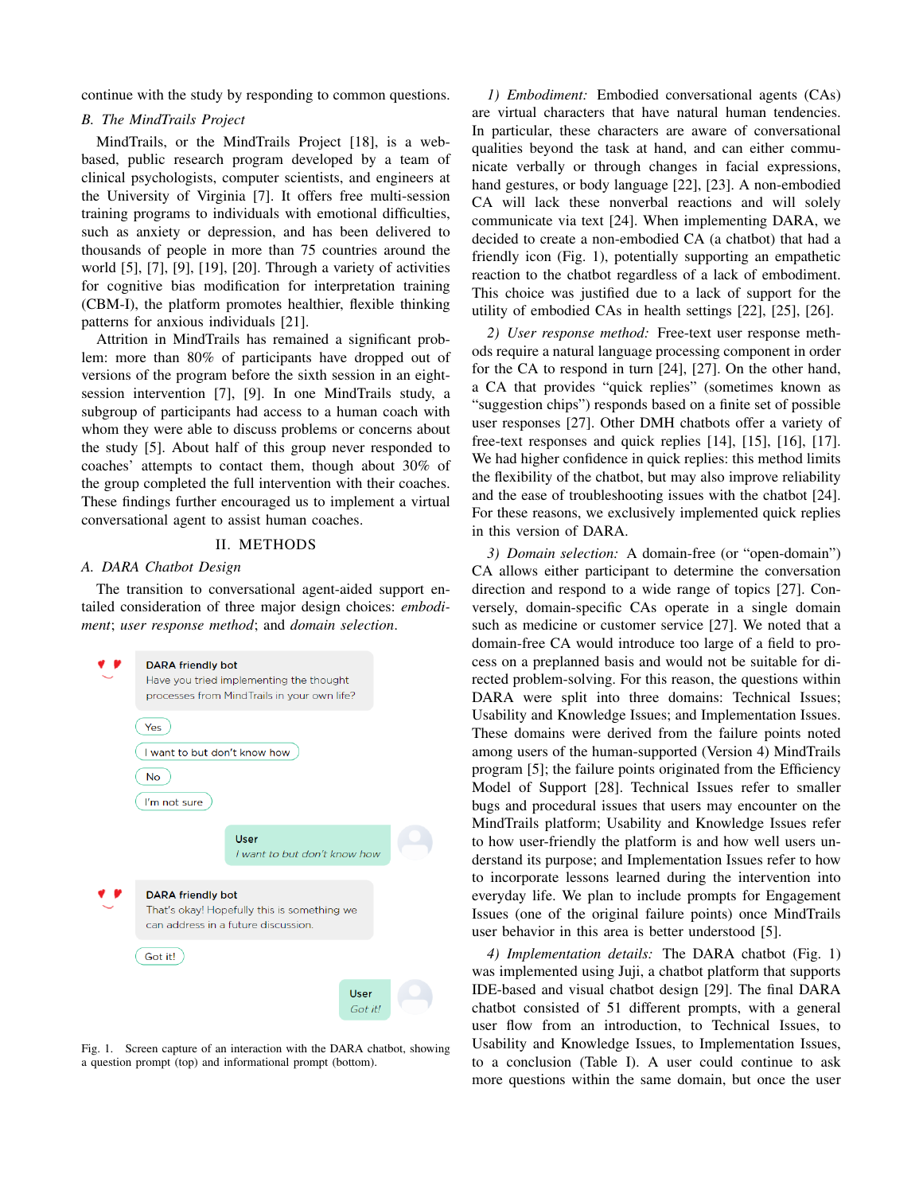continue with the study by responding to common questions.

## B. The MindTrails Project

MindTrails, or the MindTrails Project [18], is a web-based, public research program developed by a team of clinical psychologists, computer scientists, and engineers at the University of Virginia [7]. It offers free multi-session training programs to individuals with emotional difficulties, such as anxiety or depression, and has been delivered to thousands of people in more than 75 countries around the world [5], [7], [9], [19], [20]. Through a variety of activities for cognitive bias modification for interpretation training (CBM-I), the platform promotes healthier, flexible thinking patterns for anxious individuals [21].

Attrition in MindTrails has remained a significant problem: more than 80% of participants have dropped out of versions of the program before the sixth session in an eight-session intervention [7], [9]. In one MindTrails study, a subgroup of participants had access to a human coach with whom they were able to discuss problems or concerns about the study [5]. About half of this group never responded to coaches' attempts to contact them, though about 30% of the group completed the full intervention with their coaches. These findings further encouraged us to implement a virtual conversational agent to assist human coaches.

# II. METHODS

## A. DARA Chatbot Design

The transition to conversational agent-aided support entailed consideration of three major design choices: *embodiment*; *user response method*; and *domain selection*.

Fig. 1. Screen capture of an interaction with the DARA chatbot, showing a question prompt (top) and informational prompt (bottom).

*1) Embodiment:* Embodied conversational agents (CAs) are virtual characters that have natural human tendencies. In particular, these characters are aware of conversational qualities beyond the task at hand, and can either communicate verbally or through changes in facial expressions, hand gestures, or body language [22], [23]. A non-embodied CA will lack these nonverbal reactions and will solely communicate via text [24]. When implementing DARA, we decided to create a non-embodied CA (a chatbot) that had a friendly icon (Fig. 1), potentially supporting an empathetic reaction to the chatbot regardless of a lack of embodiment. This choice was justified due to a lack of support for the utility of embodied CAs in health settings [22], [25], [26].

*2) User response method:* Free-text user response methods require a natural language processing component in order for the CA to respond in turn [24], [27]. On the other hand, a CA that provides "quick replies" (sometimes known as "suggestion chips") responds based on a finite set of possible user responses [27]. Other DMH chatbots offer a variety of free-text responses and quick replies [14], [15], [16], [17]. We had higher confidence in quick replies: this method limits the flexibility of the chatbot, but may also improve reliability and the ease of troubleshooting issues with the chatbot [24]. For these reasons, we exclusively implemented quick replies in this version of DARA.

*3) Domain selection:* A domain-free (or "open-domain") CA allows either participant to determine the conversation direction and respond to a wide range of topics [27]. Conversely, domain-specific CAs operate in a single domain such as medicine or customer service [27]. We noted that a domain-free CA would introduce too large of a field to process on a preplanned basis and would not be suitable for directed problem-solving. For this reason, the questions within DARA were split into three domains: Technical Issues; Usability and Knowledge Issues; and Implementation Issues. These domains were derived from the failure points noted among users of the human-supported (Version 4) MindTrails program [5]; the failure points originated from the Efficiency Model of Support [28]. Technical Issues refer to smaller bugs and procedural issues that users may encounter on the MindTrails platform; Usability and Knowledge Issues refer to how user-friendly the platform is and how well users understand its purpose; and Implementation Issues refer to how to incorporate lessons learned during the intervention into everyday life. We plan to include prompts for Engagement Issues (one of the original failure points) once MindTrails user behavior in this area is better understood [5].

*4) Implementation details:* The DARA chatbot (Fig. 1) was implemented using Juji, a chatbot platform that supports IDE-based and visual chatbot design [29]. The final DARA chatbot consisted of 51 different prompts, with a general user flow from an introduction, to Technical Issues, to Usability and Knowledge Issues, to Implementation Issues, to a conclusion (Table I). A user could continue to ask more questions within the same domain, but once the user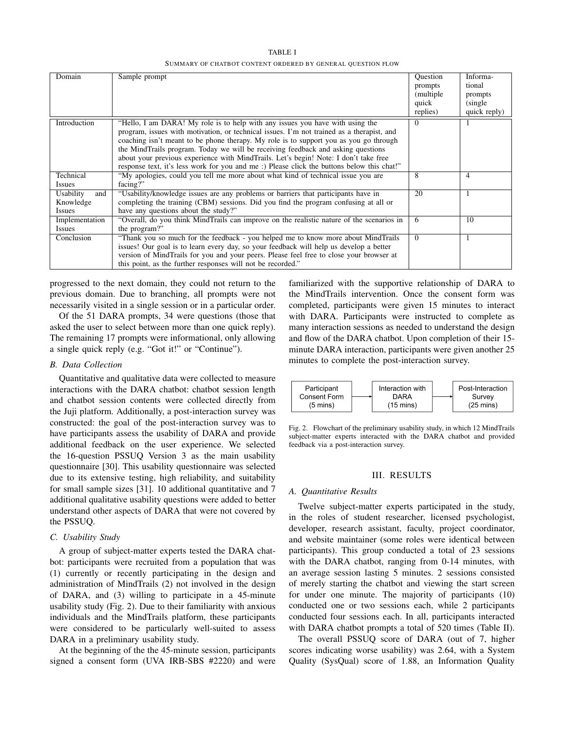TABLE I

SUMMARY OF CHATBOT CONTENT ORDERED BY GENERAL QUESTION FLOW

| Domain | Sample prompt | Question prompts (multiple quick replies) | Informational prompts (single quick reply) |
|---|---|---|---|
| Introduction | "Hello, I am DARA! My role is to help with any issues you have with using the program, issues with motivation, or technical issues. I'm not trained as a therapist, and coaching isn't meant to be phone therapy. My role is to support you as you go through the MindTrails program. Today we will be receiving feedback and asking questions about your previous experience with MindTrails. Let's begin! Note: I don't take free response text, it's less work for you and me :) Please click the buttons below this chat!" | 0 | 1 |
| Technical Issues | "My apologies, could you tell me more about what kind of technical issue you are facing?" | 8 | 4 |
| Usability and Knowledge Issues | "Usability/knowledge issues are any problems or barriers that participants have in completing the training (CBM) sessions. Did you find the program confusing at all or have any questions about the study?" | 20 | 1 |
| Implementation Issues | "Overall, do you think MindTrails can improve on the realistic nature of the scenarios in the program?" | 6 | 10 |
| Conclusion | "Thank you so much for the feedback - you helped me to know more about MindTrails issues! Our goal is to learn every day, so your feedback will help us develop a better version of MindTrails for you and your peers. Please feel free to close your browser at this point, as the further responses will not be recorded." | 0 | 1 |

progressed to the next domain, they could not return to the previous domain. Due to branching, all prompts were not necessarily visited in a single session or in a particular order.

Of the 51 DARA prompts, 34 were questions (those that asked the user to select between more than one quick reply). The remaining 17 prompts were informational, only allowing a single quick reply (e.g. "Got it!" or "Continue").

### B. Data Collection

Quantitative and qualitative data were collected to measure interactions with the DARA chatbot: chatbot session length and chatbot session contents were collected directly from the Juji platform. Additionally, a post-interaction survey was constructed: the goal of the post-interaction survey was to have participants assess the usability of DARA and provide additional feedback on the user experience. We selected the 16-question PSSUQ Version 3 as the main usability questionnaire [30]. This usability questionnaire was selected due to its extensive testing, high reliability, and suitability for small sample sizes [31]. 10 additional quantitative and 7 additional qualitative usability questions were added to better understand other aspects of DARA that were not covered by the PSSUQ.

### C. Usability Study

A group of subject-matter experts tested the DARA chatbot: participants were recruited from a population that was (1) currently or recently participating in the design and administration of MindTrails (2) not involved in the design of DARA, and (3) willing to participate in a 45-minute usability study (Fig. 2). Due to their familiarity with anxious individuals and the MindTrails platform, these participants were considered to be particularly well-suited to assess DARA in a preliminary usability study.

At the beginning of the the 45-minute session, participants signed a consent form (UVA IRB-SBS #2220) and were familiarized with the supportive relationship of DARA to the MindTrails intervention. Once the consent form was completed, participants were given 15 minutes to interact with DARA. Participants were instructed to complete as many interaction sessions as needed to understand the design and flow of the DARA chatbot. Upon completion of their 15-minute DARA interaction, participants were given another 25 minutes to complete the post-interaction survey.

Participant Consent Form (5 mins) → Interaction with DARA (15 mins) → Post-Interaction Survey (25 mins)

Fig. 2. Flowchart of the preliminary usability study, in which 12 MindTrails subject-matter experts interacted with the DARA chatbot and provided feedback via a post-interaction survey.

## III. RESULTS

### A. Quantitative Results

Twelve subject-matter experts participated in the study, in the roles of student researcher, licensed psychologist, developer, research assistant, faculty, project coordinator, and website maintainer (some roles were identical between participants). This group conducted a total of 23 sessions with the DARA chatbot, ranging from 0-14 minutes, with an average session lasting 5 minutes. 2 sessions consisted of merely starting the chatbot and viewing the start screen for under one minute. The majority of participants (10) conducted one or two sessions each, while 2 participants conducted four sessions each. In all, participants interacted with DARA chatbot prompts a total of 520 times (Table II).

The overall PSSUQ score of DARA (out of 7, higher scores indicating worse usability) was 2.64, with a System Quality (SysQual) score of 1.88, an Information Quality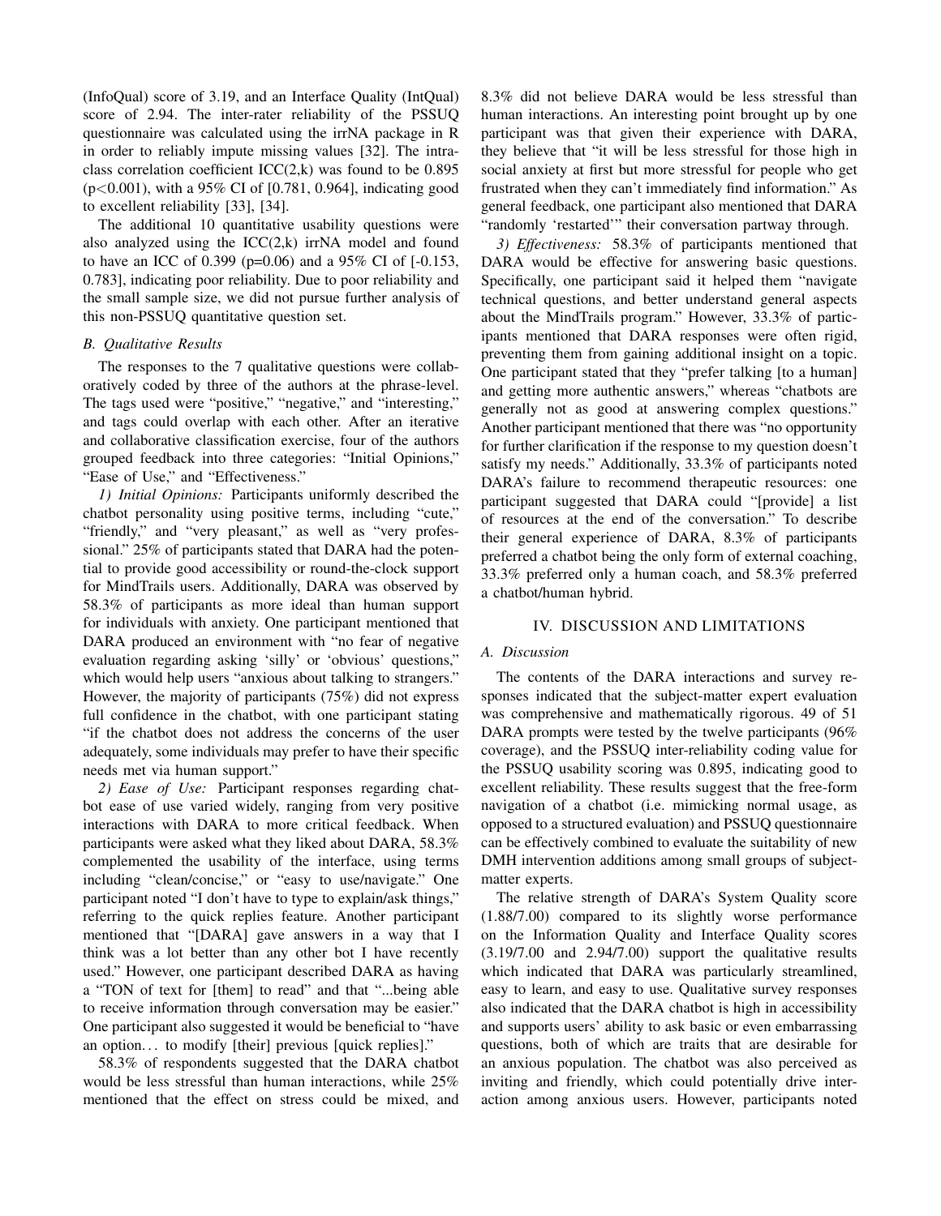(InfoQual) score of 3.19, and an Interface Quality (IntQual) score of 2.94. The inter-rater reliability of the PSSUQ questionnaire was calculated using the irrNA package in R in order to reliably impute missing values [32]. The intra-class correlation coefficient ICC(2,k) was found to be 0.895 ($p<0.001$), with a 95% CI of [0.781, 0.964], indicating good to excellent reliability [33], [34].

The additional 10 quantitative usability questions were also analyzed using the ICC(2,k) irrNA model and found to have an ICC of 0.399 ($p=0.06$) and a 95% CI of [-0.153, 0.783], indicating poor reliability. Due to poor reliability and the small sample size, we did not pursue further analysis of this non-PSSUQ quantitative question set.

### *B. Qualitative Results*

The responses to the 7 qualitative questions were collaboratively coded by three of the authors at the phrase-level. The tags used were "positive," "negative," and "interesting," and tags could overlap with each other. After an iterative and collaborative classification exercise, four of the authors grouped feedback into three categories: "Initial Opinions," "Ease of Use," and "Effectiveness."

*1) Initial Opinions:* Participants uniformly described the chatbot personality using positive terms, including "cute," "friendly," and "very pleasant," as well as "very professional." 25% of participants stated that DARA had the potential to provide good accessibility or round-the-clock support for MindTrails users. Additionally, DARA was observed by 58.3% of participants as more ideal than human support for individuals with anxiety. One participant mentioned that DARA produced an environment with "no fear of negative evaluation regarding asking 'silly' or 'obvious' questions," which would help users "anxious about talking to strangers." However, the majority of participants (75%) did not express full confidence in the chatbot, with one participant stating "if the chatbot does not address the concerns of the user adequately, some individuals may prefer to have their specific needs met via human support."

*2) Ease of Use:* Participant responses regarding chatbot ease of use varied widely, ranging from very positive interactions with DARA to more critical feedback. When participants were asked what they liked about DARA, 58.3% complemented the usability of the interface, using terms including "clean/concise," or "easy to use/navigate." One participant noted "I don't have to type to explain/ask things," referring to the quick replies feature. Another participant mentioned that "[DARA] gave answers in a way that I think was a lot better than any other bot I have recently used." However, one participant described DARA as having a "TON of text for [them] to read" and that "...being able to receive information through conversation may be easier." One participant also suggested it would be beneficial to "have an option... to modify [their] previous [quick replies]."

58.3% of respondents suggested that the DARA chatbot would be less stressful than human interactions, while 25% mentioned that the effect on stress could be mixed, and 8.3% did not believe DARA would be less stressful than human interactions. An interesting point brought up by one participant was that given their experience with DARA, they believe that "it will be less stressful for those high in social anxiety at first but more stressful for people who get frustrated when they can't immediately find information." As general feedback, one participant also mentioned that DARA "randomly 'restarted'" their conversation partway through.

*3) Effectiveness:* 58.3% of participants mentioned that DARA would be effective for answering basic questions. Specifically, one participant said it helped them "navigate technical questions, and better understand general aspects about the MindTrails program." However, 33.3% of participants mentioned that DARA responses were often rigid, preventing them from gaining additional insight on a topic. One participant stated that they "prefer talking [to a human] and getting more authentic answers," whereas "chatbots are generally not as good at answering complex questions." Another participant mentioned that there was "no opportunity for further clarification if the response to my question doesn't satisfy my needs." Additionally, 33.3% of participants noted DARA's failure to recommend therapeutic resources: one participant suggested that DARA could "[provide] a list of resources at the end of the conversation." To describe their general experience of DARA, 8.3% of participants preferred a chatbot being the only form of external coaching, 33.3% preferred only a human coach, and 58.3% preferred a chatbot/human hybrid.

## IV. DISCUSSION AND LIMITATIONS

### *A. Discussion*

The contents of the DARA interactions and survey responses indicated that the subject-matter expert evaluation was comprehensive and mathematically rigorous. 49 of 51 DARA prompts were tested by the twelve participants (96% coverage), and the PSSUQ inter-reliability coding value for the PSSUQ usability scoring was 0.895, indicating good to excellent reliability. These results suggest that the free-form navigation of a chatbot (i.e. mimicking normal usage, as opposed to a structured evaluation) and PSSUQ questionnaire can be effectively combined to evaluate the suitability of new DMH intervention additions among small groups of subject-matter experts.

The relative strength of DARA's System Quality score (1.88/7.00) compared to its slightly worse performance on the Information Quality and Interface Quality scores (3.19/7.00 and 2.94/7.00) support the qualitative results which indicated that DARA was particularly streamlined, easy to learn, and easy to use. Qualitative survey responses also indicated that the DARA chatbot is high in accessibility and supports users' ability to ask basic or even embarrassing questions, both of which are traits that are desirable for an anxious population. The chatbot was also perceived as inviting and friendly, which could potentially drive interaction among anxious users. However, participants noted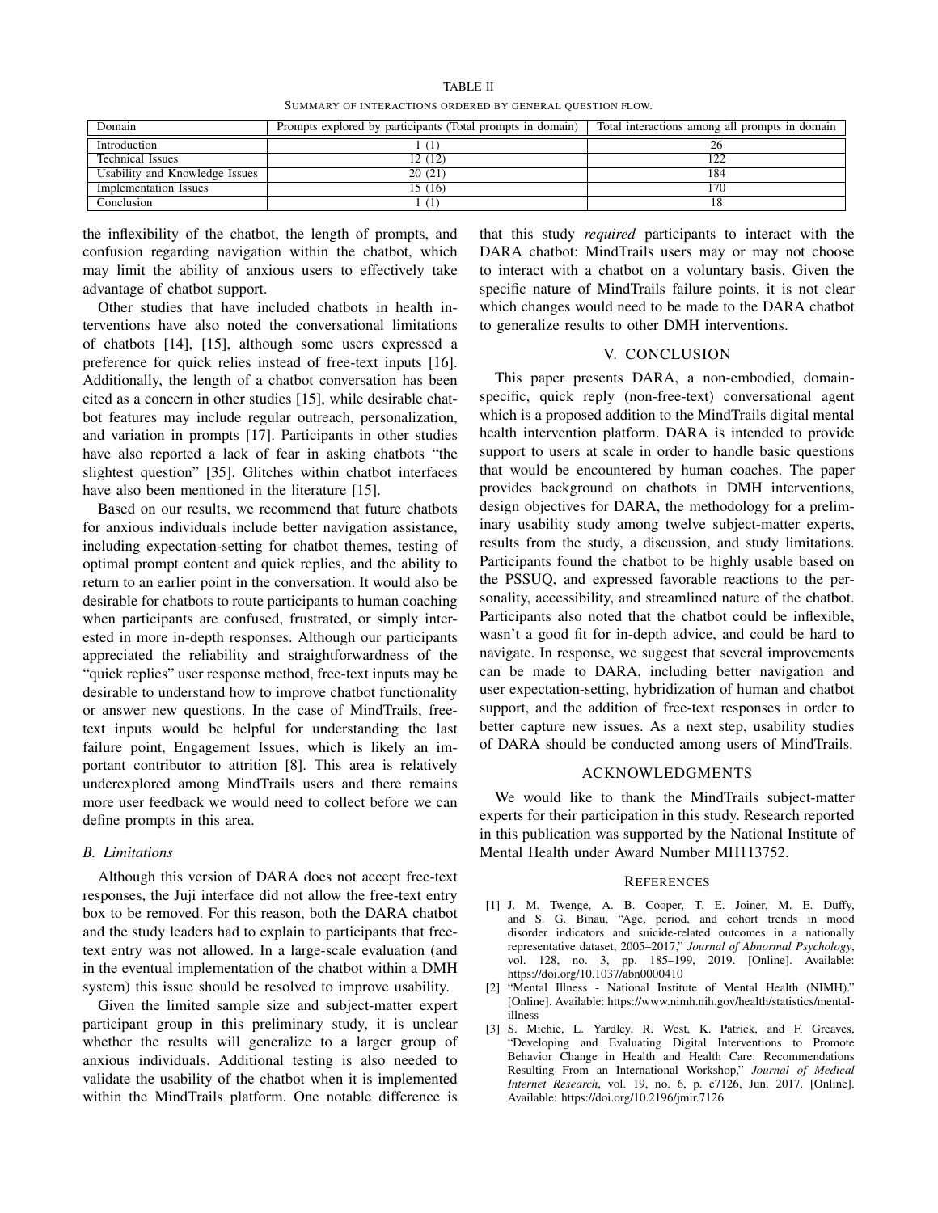TABLE II

SUMMARY OF INTERACTIONS ORDERED BY GENERAL QUESTION FLOW.

| Domain | Prompts explored by participants (Total prompts in domain) | Total interactions among all prompts in domain |
|---|---|---|
| Introduction | 1 (1) | 26 |
| Technical Issues | 12 (12) | 122 |
| Usability and Knowledge Issues | 20 (21) | 184 |
| Implementation Issues | 15 (16) | 170 |
| Conclusion | 1 (1) | 18 |

the inflexibility of the chatbot, the length of prompts, and confusion regarding navigation within the chatbot, which may limit the ability of anxious users to effectively take advantage of chatbot support.

Other studies that have included chatbots in health interventions have also noted the conversational limitations of chatbots [14], [15], although some users expressed a preference for quick relies instead of free-text inputs [16]. Additionally, the length of a chatbot conversation has been cited as a concern in other studies [15], while desirable chatbot features may include regular outreach, personalization, and variation in prompts [17]. Participants in other studies have also reported a lack of fear in asking chatbots "the slightest question" [35]. Glitches within chatbot interfaces have also been mentioned in the literature [15].

Based on our results, we recommend that future chatbots for anxious individuals include better navigation assistance, including expectation-setting for chatbot themes, testing of optimal prompt content and quick replies, and the ability to return to an earlier point in the conversation. It would also be desirable for chatbots to route participants to human coaching when participants are confused, frustrated, or simply interested in more in-depth responses. Although our participants appreciated the reliability and straightforwardness of the "quick replies" user response method, free-text inputs may be desirable to understand how to improve chatbot functionality or answer new questions. In the case of MindTrails, free-text inputs would be helpful for understanding the last failure point, Engagement Issues, which is likely an important contributor to attrition [8]. This area is relatively underexplored among MindTrails users and there remains more user feedback we would need to collect before we can define prompts in this area.

### *B. Limitations*

Although this version of DARA does not accept free-text responses, the Juji interface did not allow the free-text entry box to be removed. For this reason, both the DARA chatbot and the study leaders had to explain to participants that free-text entry was not allowed. In a large-scale evaluation (and in the eventual implementation of the chatbot within a DMH system) this issue should be resolved to improve usability.

Given the limited sample size and subject-matter expert participant group in this preliminary study, it is unclear whether the results will generalize to a larger group of anxious individuals. Additional testing is also needed to validate the usability of the chatbot when it is implemented within the MindTrails platform. One notable difference is that this study *required* participants to interact with the DARA chatbot: MindTrails users may or may not choose to interact with a chatbot on a voluntary basis. Given the specific nature of MindTrails failure points, it is not clear which changes would need to be made to the DARA chatbot to generalize results to other DMH interventions.

## V. CONCLUSION

This paper presents DARA, a non-embodied, domain-specific, quick reply (non-free-text) conversational agent which is a proposed addition to the MindTrails digital mental health intervention platform. DARA is intended to provide support to users at scale in order to handle basic questions that would be encountered by human coaches. The paper provides background on chatbots in DMH interventions, design objectives for DARA, the methodology for a preliminary usability study among twelve subject-matter experts, results from the study, a discussion, and study limitations. Participants found the chatbot to be highly usable based on the PSSUQ, and expressed favorable reactions to the personality, accessibility, and streamlined nature of the chatbot. Participants also noted that the chatbot could be inflexible, wasn't a good fit for in-depth advice, and could be hard to navigate. In response, we suggest that several improvements can be made to DARA, including better navigation and user expectation-setting, hybridization of human and chatbot support, and the addition of free-text responses in order to better capture new issues. As a next step, usability studies of DARA should be conducted among users of MindTrails.

## ACKNOWLEDGMENTS

We would like to thank the MindTrails subject-matter experts for their participation in this study. Research reported in this publication was supported by the National Institute of Mental Health under Award Number MH113752.

## REFERENCES

[1] J. M. Twenge, A. B. Cooper, T. E. Joiner, M. E. Duffy, and S. G. Binau, "Age, period, and cohort trends in mood disorder indicators and suicide-related outcomes in a nationally representative dataset, 2005–2017," *Journal of Abnormal Psychology*, vol. 128, no. 3, pp. 185–199, 2019. [Online]. Available: https://doi.org/10.1037/abn0000410

[2] "Mental Illness - National Institute of Mental Health (NIMH)." [Online]. Available: https://www.nimh.nih.gov/health/statistics/mental-illness

[3] S. Michie, L. Yardley, R. West, K. Patrick, and F. Greaves, "Developing and Evaluating Digital Interventions to Promote Behavior Change in Health and Health Care: Recommendations Resulting From an International Workshop," *Journal of Medical Internet Research*, vol. 19, no. 6, p. e7126, Jun. 2017. [Online]. Available: https://doi.org/10.2196/jmir.7126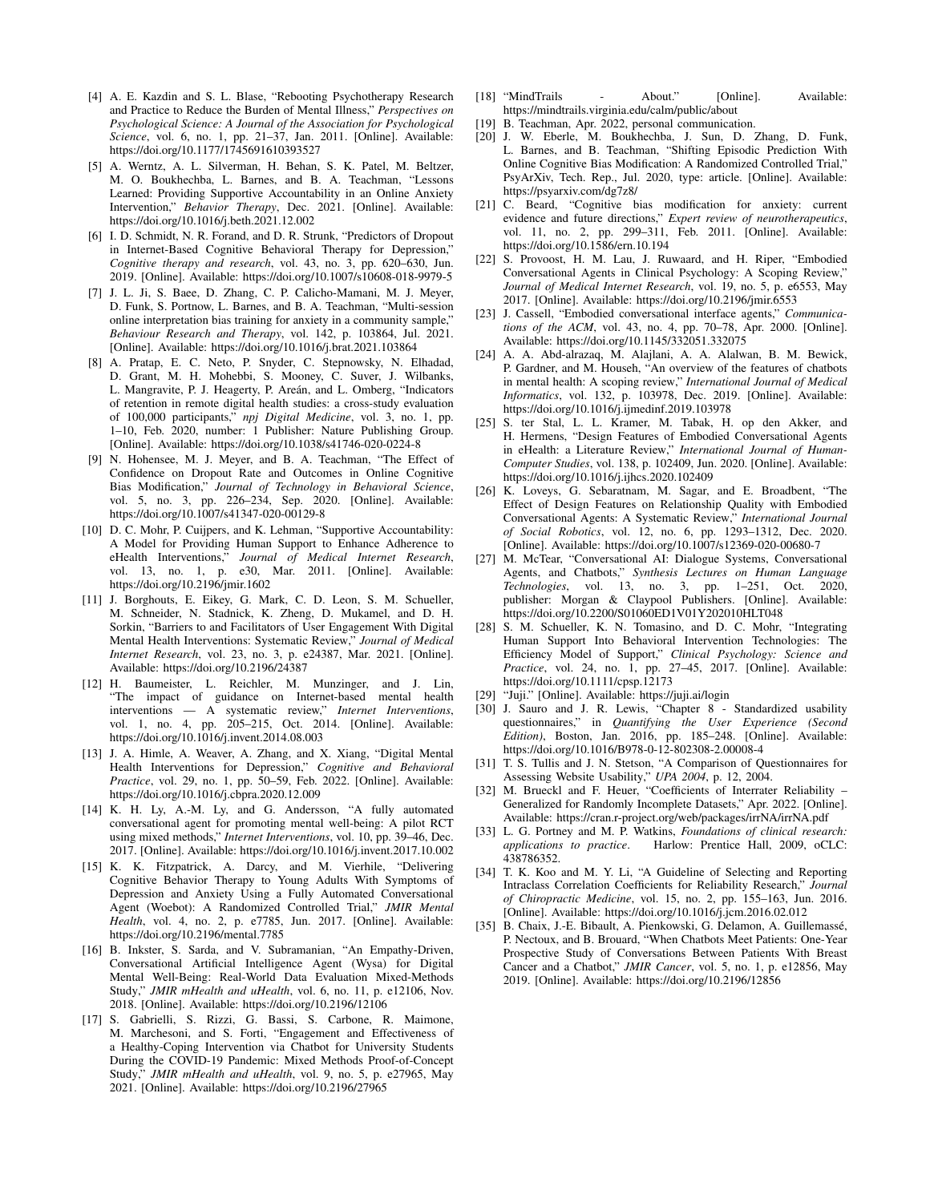[4] A. E. Kazdin and S. L. Blase, "Rebooting Psychotherapy Research and Practice to Reduce the Burden of Mental Illness," *Perspectives on Psychological Science: A Journal of the Association for Psychological Science*, vol. 6, no. 1, pp. 21–37, Jan. 2011. [Online]. Available: https://doi.org/10.1177/1745691610393527

[5] A. Werntz, A. L. Silverman, H. Behan, S. K. Patel, M. Beltzer, M. O. Boukhechba, L. Barnes, and B. A. Teachman, "Lessons Learned: Providing Supportive Accountability in an Online Anxiety Intervention," *Behavior Therapy*, Dec. 2021. [Online]. Available: https://doi.org/10.1016/j.beth.2021.12.002

[6] I. D. Schmidt, N. R. Forand, and D. R. Strunk, "Predictors of Dropout in Internet-Based Cognitive Behavioral Therapy for Depression," *Cognitive therapy and research*, vol. 43, no. 3, pp. 620–630, Jun. 2019. [Online]. Available: https://doi.org/10.1007/s10608-018-9979-5

[7] J. L. Ji, S. Baee, D. Zhang, C. P. Calicho-Mamani, M. J. Meyer, D. Funk, S. Portnow, L. Barnes, and B. A. Teachman, "Multi-session online interpretation bias training for anxiety in a community sample," *Behaviour Research and Therapy*, vol. 142, p. 103864, Jul. 2021. [Online]. Available: https://doi.org/10.1016/j.brat.2021.103864

[8] A. Pratap, E. C. Neto, P. Snyder, C. Stepnowsky, N. Elhadad, D. Grant, M. H. Mohebbi, S. Mooney, C. Suver, J. Wilbanks, L. Mangravite, P. J. Heagerty, P. Areán, and L. Omberg, "Indicators of retention in remote digital health studies: a cross-study evaluation of 100,000 participants," *npj Digital Medicine*, vol. 3, no. 1, pp. 1–10, Feb. 2020, number: 1 Publisher: Nature Publishing Group. [Online]. Available: https://doi.org/10.1038/s41746-020-0224-8

[9] N. Hohensee, M. J. Meyer, and B. A. Teachman, "The Effect of Confidence on Dropout Rate and Outcomes in Online Cognitive Bias Modification," *Journal of Technology in Behavioral Science*, vol. 5, no. 3, pp. 226–234, Sep. 2020. [Online]. Available: https://doi.org/10.1007/s41347-020-00129-8

[10] D. C. Mohr, P. Cuijpers, and K. Lehman, "Supportive Accountability: A Model for Providing Human Support to Enhance Adherence to eHealth Interventions," *Journal of Medical Internet Research*, vol. 13, no. 1, p. e30, Mar. 2011. [Online]. Available: https://doi.org/10.2196/jmir.1602

[11] J. Borghouts, E. Eikey, G. Mark, C. D. Leon, S. M. Schueller, M. Schneider, N. Stadnick, K. Zheng, D. Mukamel, and D. H. Sorkin, "Barriers to and Facilitators of User Engagement With Digital Mental Health Interventions: Systematic Review," *Journal of Medical Internet Research*, vol. 23, no. 3, p. e24387, Mar. 2021. [Online]. Available: https://doi.org/10.2196/24387

[12] H. Baumeister, L. Reichler, M. Munzinger, and J. Lin, "The impact of guidance on Internet-based mental health interventions — A systematic review," *Internet Interventions*, vol. 1, no. 4, pp. 205–215, Oct. 2014. [Online]. Available: https://doi.org/10.1016/j.invent.2014.08.003

[13] J. A. Himle, A. Weaver, A. Zhang, and X. Xiang, "Digital Mental Health Interventions for Depression," *Cognitive and Behavioral Practice*, vol. 29, no. 1, pp. 50–59, Feb. 2022. [Online]. Available: https://doi.org/10.1016/j.cbpra.2020.12.009

[14] K. H. Ly, A.-M. Ly, and G. Andersson, "A fully automated conversational agent for promoting mental well-being: A pilot RCT using mixed methods," *Internet Interventions*, vol. 10, pp. 39–46, Dec. 2017. [Online]. Available: https://doi.org/10.1016/j.invent.2017.10.002

[15] K. K. Fitzpatrick, A. Darcy, and M. Vierhile, "Delivering Cognitive Behavior Therapy to Young Adults With Symptoms of Depression and Anxiety Using a Fully Automated Conversational Agent (Woebot): A Randomized Controlled Trial," *JMIR Mental Health*, vol. 4, no. 2, p. e7785, Jun. 2017. [Online]. Available: https://doi.org/10.2196/mental.7785

[16] B. Inkster, S. Sarda, and V. Subramanian, "An Empathy-Driven, Conversational Artificial Intelligence Agent (Wysa) for Digital Mental Well-Being: Real-World Data Evaluation Mixed-Methods Study," *JMIR mHealth and uHealth*, vol. 6, no. 11, p. e12106, Nov. 2018. [Online]. Available: https://doi.org/10.2196/12106

[17] S. Gabrielli, S. Rizzi, G. Bassi, S. Carbone, R. Maimone, M. Marchesoni, and S. Forti, "Engagement and Effectiveness of a Healthy-Coping Intervention via Chatbot for University Students During the COVID-19 Pandemic: Mixed Methods Proof-of-Concept Study," *JMIR mHealth and uHealth*, vol. 9, no. 5, p. e27965, May 2021. [Online]. Available: https://doi.org/10.2196/27965

[18] "MindTrails - About." [Online]. Available: https://mindtrails.virginia.edu/calm/public/about

[19] B. Teachman, Apr. 2022, personal communication.

[20] J. W. Eberle, M. Boukhechba, J. Sun, D. Zhang, D. Funk, L. Barnes, and B. Teachman, "Shifting Episodic Prediction With Online Cognitive Bias Modification: A Randomized Controlled Trial," PsyArXiv, Tech. Rep., Jul. 2020, type: article. [Online]. Available: https://psyarxiv.com/dg7z8/

[21] C. Beard, "Cognitive bias modification for anxiety: current evidence and future directions," *Expert review of neurotherapeutics*, vol. 11, no. 2, pp. 299–311, Feb. 2011. [Online]. Available: https://doi.org/10.1586/ern.10.194

[22] S. Provoost, H. M. Lau, J. Ruwaard, and H. Riper, "Embodied Conversational Agents in Clinical Psychology: A Scoping Review," *Journal of Medical Internet Research*, vol. 19, no. 5, p. e6553, May 2017. [Online]. Available: https://doi.org/10.2196/jmir.6553

[23] J. Cassell, "Embodied conversational interface agents," *Communications of the ACM*, vol. 43, no. 4, pp. 70–78, Apr. 2000. [Online]. Available: https://doi.org/10.1145/332051.332075

[24] A. A. Abd-alrazaq, M. Alajlani, A. A. Alalwan, B. M. Bewick, P. Gardner, and M. Househ, "An overview of the features of chatbots in mental health: A scoping review," *International Journal of Medical Informatics*, vol. 132, p. 103978, Dec. 2019. [Online]. Available: https://doi.org/10.1016/j.ijmedinf.2019.103978

[25] S. ter Stal, L. L. Kramer, M. Tabak, H. op den Akker, and H. Hermens, "Design Features of Embodied Conversational Agents in eHealth: a Literature Review," *International Journal of Human-Computer Studies*, vol. 138, p. 102409, Jun. 2020. [Online]. Available: https://doi.org/10.1016/j.ijhcs.2020.102409

[26] K. Loveys, G. Sebaratnam, M. Sagar, and E. Broadbent, "The Effect of Design Features on Relationship Quality with Embodied Conversational Agents: A Systematic Review," *International Journal of Social Robotics*, vol. 12, no. 6, pp. 1293–1312, Dec. 2020. [Online]. Available: https://doi.org/10.1007/s12369-020-00680-7

[27] M. McTear, "Conversational AI: Dialogue Systems, Conversational Agents, and Chatbots," *Synthesis Lectures on Human Language Technologies*, vol. 13, no. 3, pp. 1–251, Oct. 2020, publisher: Morgan & Claypool Publishers. [Online]. Available: https://doi.org/10.2200/S01060ED1V01Y202010HLT048

[28] S. M. Schueller, K. N. Tomasino, and D. C. Mohr, "Integrating Human Support Into Behavioral Intervention Technologies: The Efficiency Model of Support," *Clinical Psychology: Science and Practice*, vol. 24, no. 1, pp. 27–45, 2017. [Online]. Available: https://doi.org/10.1111/cpsp.12173

[29] "Juji." [Online]. Available: https://juji.ai/login

[30] J. Sauro and J. R. Lewis, "Chapter 8 - Standardized usability questionnaires," in *Quantifying the User Experience (Second Edition)*, Boston, Jan. 2016, pp. 185–248. [Online]. Available: https://doi.org/10.1016/B978-0-12-802308-2.00008-4

[31] T. S. Tullis and J. N. Stetson, "A Comparison of Questionnaires for Assessing Website Usability," *UPA 2004*, p. 12, 2004.

[32] M. Brueckl and F. Heuer, "Coefficients of Interrater Reliability – Generalized for Randomly Incomplete Datasets," Apr. 2022. [Online]. Available: https://cran.r-project.org/web/packages/irrNA/irrNA.pdf

[33] L. G. Portney and M. P. Watkins, *Foundations of clinical research: applications to practice*. Harlow: Prentice Hall, 2009, oCLC: 438786352.

[34] T. K. Koo and M. Y. Li, "A Guideline of Selecting and Reporting Intraclass Correlation Coefficients for Reliability Research," *Journal of Chiropractic Medicine*, vol. 15, no. 2, pp. 155–163, Jun. 2016. [Online]. Available: https://doi.org/10.1016/j.jcm.2016.02.012

[35] B. Chaix, J.-E. Bibault, A. Pienkowski, G. Delamon, A. Guillemassé, P. Nectoux, and B. Brouard, "When Chatbots Meet Patients: One-Year Prospective Study of Conversations Between Patients With Breast Cancer and a Chatbot," *JMIR Cancer*, vol. 5, no. 1, p. e12856, May 2019. [Online]. Available: https://doi.org/10.2196/12856